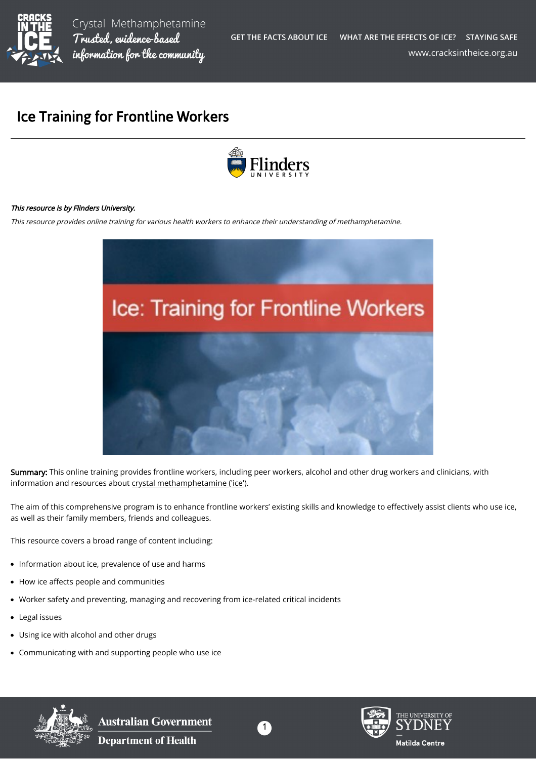# Ice Training for Frontline Workers

*This resource is by Flinders University.*

*This resource provides online training for various health workers to enhance their understanding of methamphetamine.*

**Summary:** This online training provides frontline workers, including peer workers, alcohol and other drug workers and clinicians, with information and resources about crystal methamphetamine ('ice').

The aim of this comprehensive program is to enhance frontline workers' existing skills and knowledge to effectively assist clients who use ice, as well as their family members, friends and colleagues.

This resource covers a broad range of content including:

- Information about ice, prevalence of use and harms
- How ice affects people and communities
- Worker safety and preventing, managing and recovering from ice-related critical incidents
- Legal issues
- Using ice with alcohol and other drugs
- Communicating with and supporting people who use ice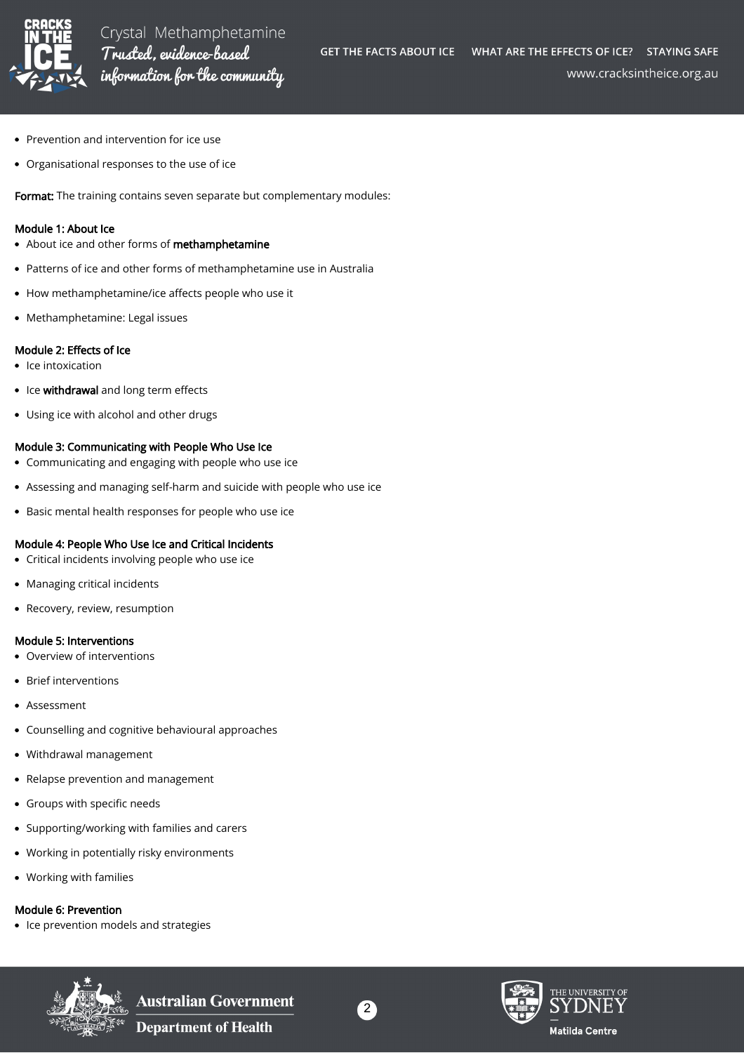- Prevention and intervention for ice use
- Organisational responses to the use of ice

**Format:** The training contains seven separate but complementary modules:

**Module 1: About Ice**

- About ice and other forms of **methamphetamine**
- Patterns of ice and other forms of methamphetamine use in Australia
- How methamphetamine/ice affects people who use it
- Methamphetamine: Legal issues

**Module 2: Effects of Ice**

- Ice intoxication
- Ice **withdrawal** and long term effects
- Using ice with alcohol and other drugs

**Module 3: Communicating with People Who Use Ice**

- Communicating and engaging with people who use ice
- Assessing and managing self-harm and suicide with people who use ice
- Basic mental health responses for people who use ice

**Module 4: People Who Use Ice and Critical Incidents**

- Critical incidents involving people who use ice
- Managing critical incidents
- Recovery, review, resumption

**Module 5: Interventions**

- Overview of interventions
- Brief interventions
- Assessment
- Counselling and cognitive behavioural approaches
- Withdrawal management
- Relapse prevention and management
- Groups with specific needs
- Supporting/working with families and carers
- Working in potentially risky environments
- Working with families

**Module 6: Prevention**

- Ice prevention models and strategies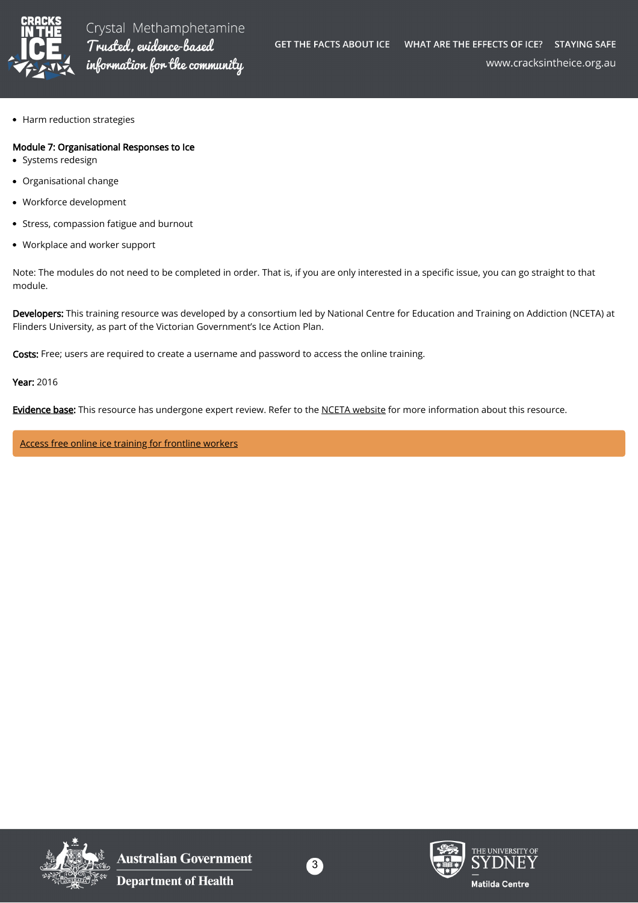- Harm reduction strategies

**Module 7: Organisational Responses to Ice**

- Systems redesign
- Organisational change
- Workforce development
- Stress, compassion fatigue and burnout
- Workplace and worker support

Note: The modules do not need to be completed in order. That is, if you are only interested in a specific issue, you can go straight to that module.

**Developers:** This training resource was developed by a consortium led by National Centre for Education and Training on Addiction (NCETA) at Flinders University, as part of the Victorian Government's Ice Action Plan.

**Costs:** Free; users are required to create a username and password to access the online training.

**Year:** 2016

**Evidence base:** This resource has undergone expert review. Refer to the NCETA website for more information about this resource.

Access free online ice training for frontline workers